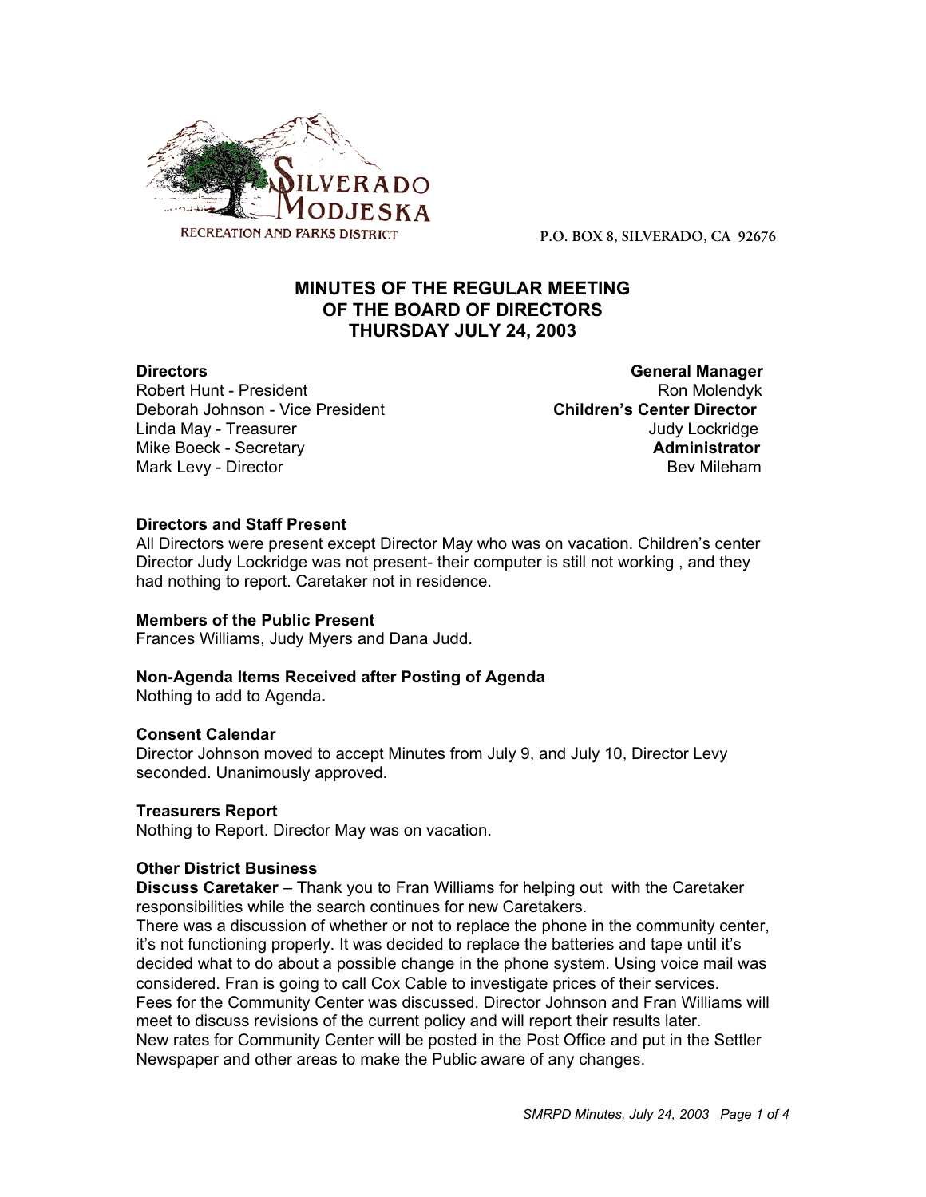SILVERADO MODJESKA
RECREATION AND PARKS DISTRICT

P.O. BOX 8, SILVERADO, CA 92676

# MINUTES OF THE REGULAR MEETING OF THE BOARD OF DIRECTORS THURSDAY JULY 24, 2003

**Directors**
Robert Hunt - President
Deborah Johnson - Vice President
Linda May - Treasurer
Mike Boeck - Secretary
Mark Levy - Director

**General Manager**
Ron Molendyk
**Children's Center Director**
Judy Lockridge
**Administrator**
Bev Mileham

**Directors and Staff Present**
All Directors were present except Director May who was on vacation. Children's center Director Judy Lockridge was not present- their computer is still not working , and they had nothing to report. Caretaker not in residence.

**Members of the Public Present**
Frances Williams, Judy Myers and Dana Judd.

**Non-Agenda Items Received after Posting of Agenda**
Nothing to add to Agenda**.**

**Consent Calendar**
Director Johnson moved to accept Minutes from July 9, and July 10, Director Levy seconded. Unanimously approved.

**Treasurers Report**
Nothing to Report. Director May was on vacation.

**Other District Business**
**Discuss Caretaker** – Thank you to Fran Williams for helping out with the Caretaker responsibilities while the search continues for new Caretakers.
There was a discussion of whether or not to replace the phone in the community center, it's not functioning properly. It was decided to replace the batteries and tape until it's decided what to do about a possible change in the phone system. Using voice mail was considered. Fran is going to call Cox Cable to investigate prices of their services.
Fees for the Community Center was discussed. Director Johnson and Fran Williams will meet to discuss revisions of the current policy and will report their results later.
New rates for Community Center will be posted in the Post Office and put in the Settler Newspaper and other areas to make the Public aware of any changes.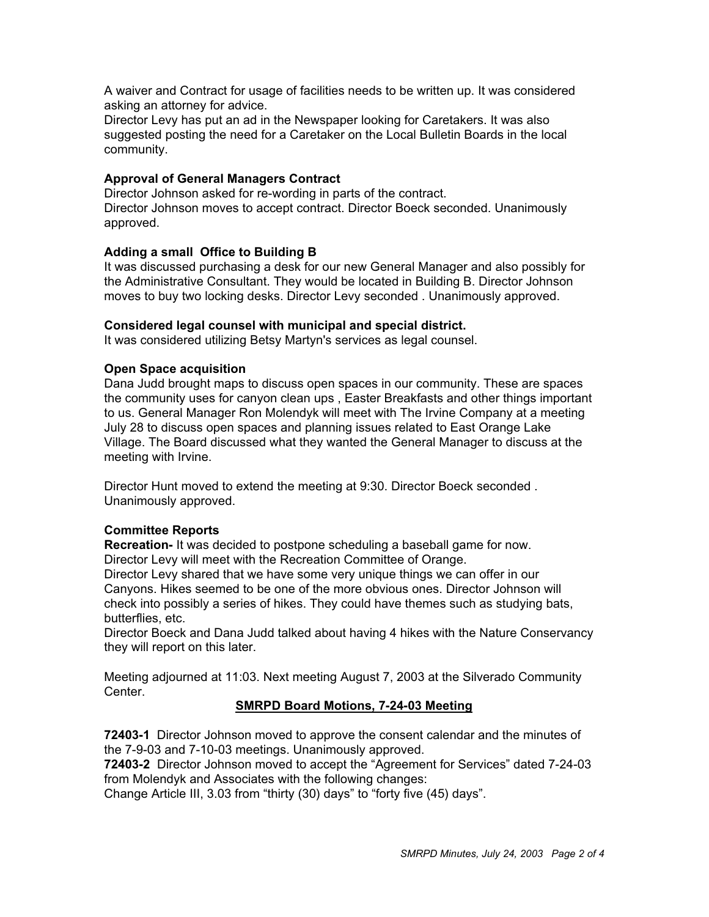A waiver and Contract for usage of facilities needs to be written up. It was considered asking an attorney for advice.
Director Levy has put an ad in the Newspaper looking for Caretakers. It was also suggested posting the need for a Caretaker on the Local Bulletin Boards in the local community.

**Approval of General Managers Contract**
Director Johnson asked for re-wording in parts of the contract.
Director Johnson moves to accept contract. Director Boeck seconded. Unanimously approved.

**Adding a small Office to Building B**
It was discussed purchasing a desk for our new General Manager and also possibly for the Administrative Consultant. They would be located in Building B. Director Johnson moves to buy two locking desks. Director Levy seconded . Unanimously approved.

**Considered legal counsel with municipal and special district.**
It was considered utilizing Betsy Martyn's services as legal counsel.

**Open Space acquisition**
Dana Judd brought maps to discuss open spaces in our community. These are spaces the community uses for canyon clean ups , Easter Breakfasts and other things important to us. General Manager Ron Molendyk will meet with The Irvine Company at a meeting July 28 to discuss open spaces and planning issues related to East Orange Lake Village. The Board discussed what they wanted the General Manager to discuss at the meeting with Irvine.

Director Hunt moved to extend the meeting at 9:30. Director Boeck seconded . Unanimously approved.

**Committee Reports**
**Recreation-** It was decided to postpone scheduling a baseball game for now.
Director Levy will meet with the Recreation Committee of Orange.
Director Levy shared that we have some very unique things we can offer in our Canyons. Hikes seemed to be one of the more obvious ones. Director Johnson will check into possibly a series of hikes. They could have themes such as studying bats, butterflies, etc.
Director Boeck and Dana Judd talked about having 4 hikes with the Nature Conservancy they will report on this later.

Meeting adjourned at 11:03. Next meeting August 7, 2003 at the Silverado Community Center.

**SMRPD Board Motions, 7-24-03 Meeting**

**72403-1** Director Johnson moved to approve the consent calendar and the minutes of the 7-9-03 and 7-10-03 meetings. Unanimously approved.
**72403-2** Director Johnson moved to accept the "Agreement for Services" dated 7-24-03 from Molendyk and Associates with the following changes:
Change Article III, 3.03 from "thirty (30) days" to "forty five (45) days".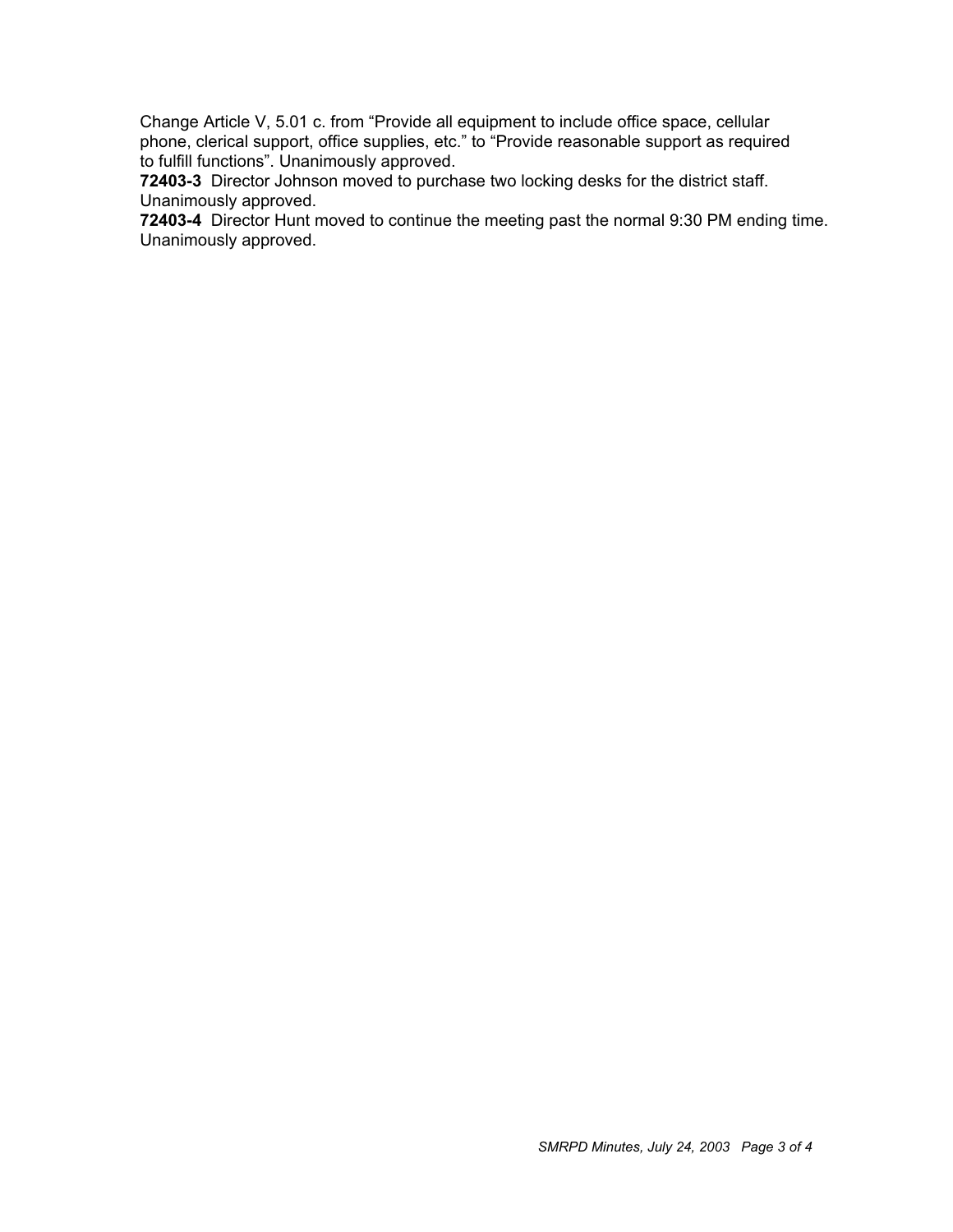Change Article V, 5.01 c. from “Provide all equipment to include office space, cellular phone, clerical support, office supplies, etc.” to “Provide reasonable support as required to fulfill functions”. Unanimously approved.

**72403-3** Director Johnson moved to purchase two locking desks for the district staff. Unanimously approved.

**72403-4** Director Hunt moved to continue the meeting past the normal 9:30 PM ending time. Unanimously approved.